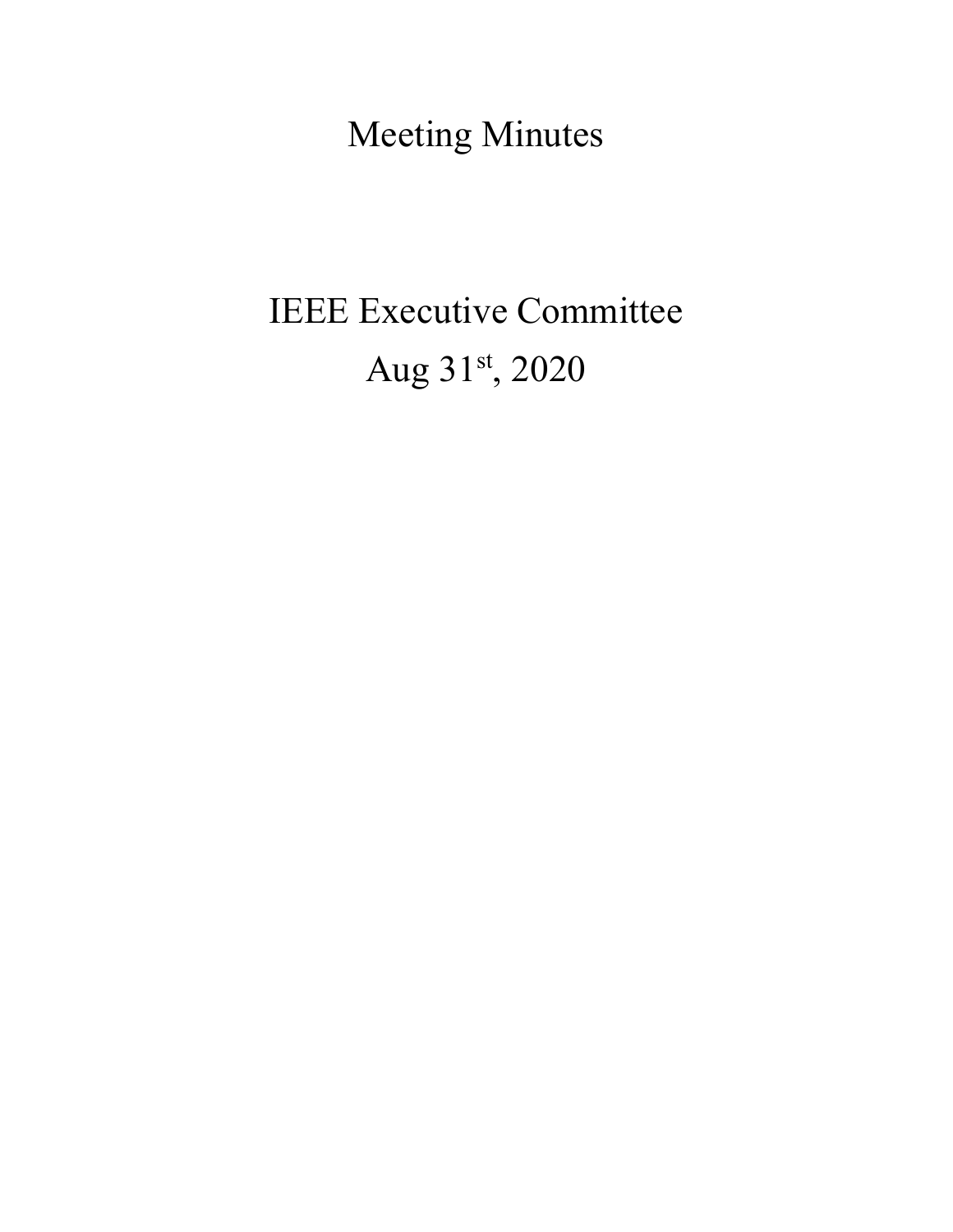# Meeting Minutes

## IEEE Executive Committee

## Aug 31st, 2020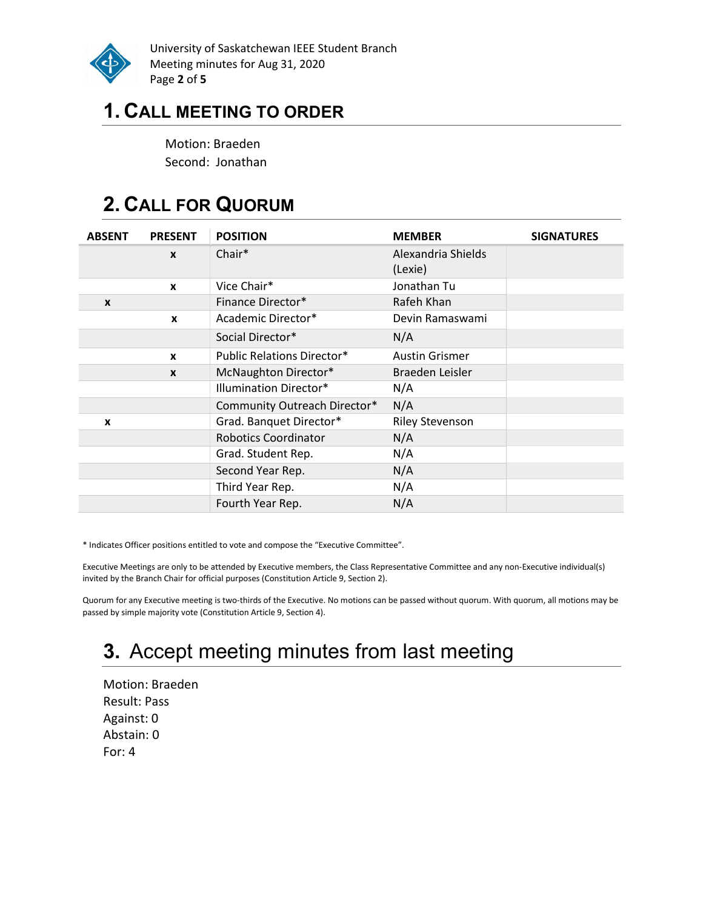# 1. CALL MEETING TO ORDER

Motion: Braeden
Second: Jonathan

# 2. CALL FOR QUORUM

| ABSENT | PRESENT | POSITION | MEMBER | SIGNATURES |
| --- | --- | --- | --- | --- |
| | x | Chair* | Alexandria Shields (Lexie) | |
| | x | Vice Chair* | Jonathan Tu | |
| x | | Finance Director* | Rafeh Khan | |
| | x | Academic Director* | Devin Ramaswami | |
| | | Social Director* | N/A | |
| | x | Public Relations Director* | Austin Grismer | |
| | x | McNaughton Director* | Braeden Leisler | |
| | | Illumination Director* | N/A | |
| | | Community Outreach Director* | N/A | |
| x | | Grad. Banquet Director* | Riley Stevenson | |
| | | Robotics Coordinator | N/A | |
| | | Grad. Student Rep. | N/A | |
| | | Second Year Rep. | N/A | |
| | | Third Year Rep. | N/A | |
| | | Fourth Year Rep. | N/A | |

* Indicates Officer positions entitled to vote and compose the "Executive Committee".

Executive Meetings are only to be attended by Executive members, the Class Representative Committee and any non-Executive individual(s) invited by the Branch Chair for official purposes (Constitution Article 9, Section 2).

Quorum for any Executive meeting is two-thirds of the Executive. No motions can be passed without quorum. With quorum, all motions may be passed by simple majority vote (Constitution Article 9, Section 4).

# 3. Accept meeting minutes from last meeting

Motion: Braeden
Result: Pass
Against: 0
Abstain: 0
For: 4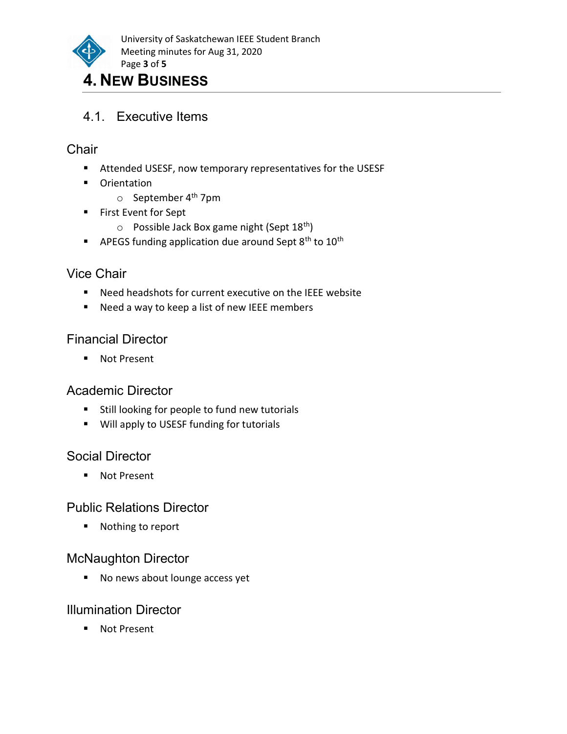# 4. New Business

## 4.1. Executive Items

### Chair

- Attended USESF, now temporary representatives for the USESF
- Orientation
  - September 4th 7pm
- First Event for Sept
  - Possible Jack Box game night (Sept 18th)
- APEGS funding application due around Sept 8th to 10th

### Vice Chair

- Need headshots for current executive on the IEEE website
- Need a way to keep a list of new IEEE members

### Financial Director

- Not Present

### Academic Director

- Still looking for people to fund new tutorials
- Will apply to USESF funding for tutorials

### Social Director

- Not Present

### Public Relations Director

- Nothing to report

### McNaughton Director

- No news about lounge access yet

### Illumination Director

- Not Present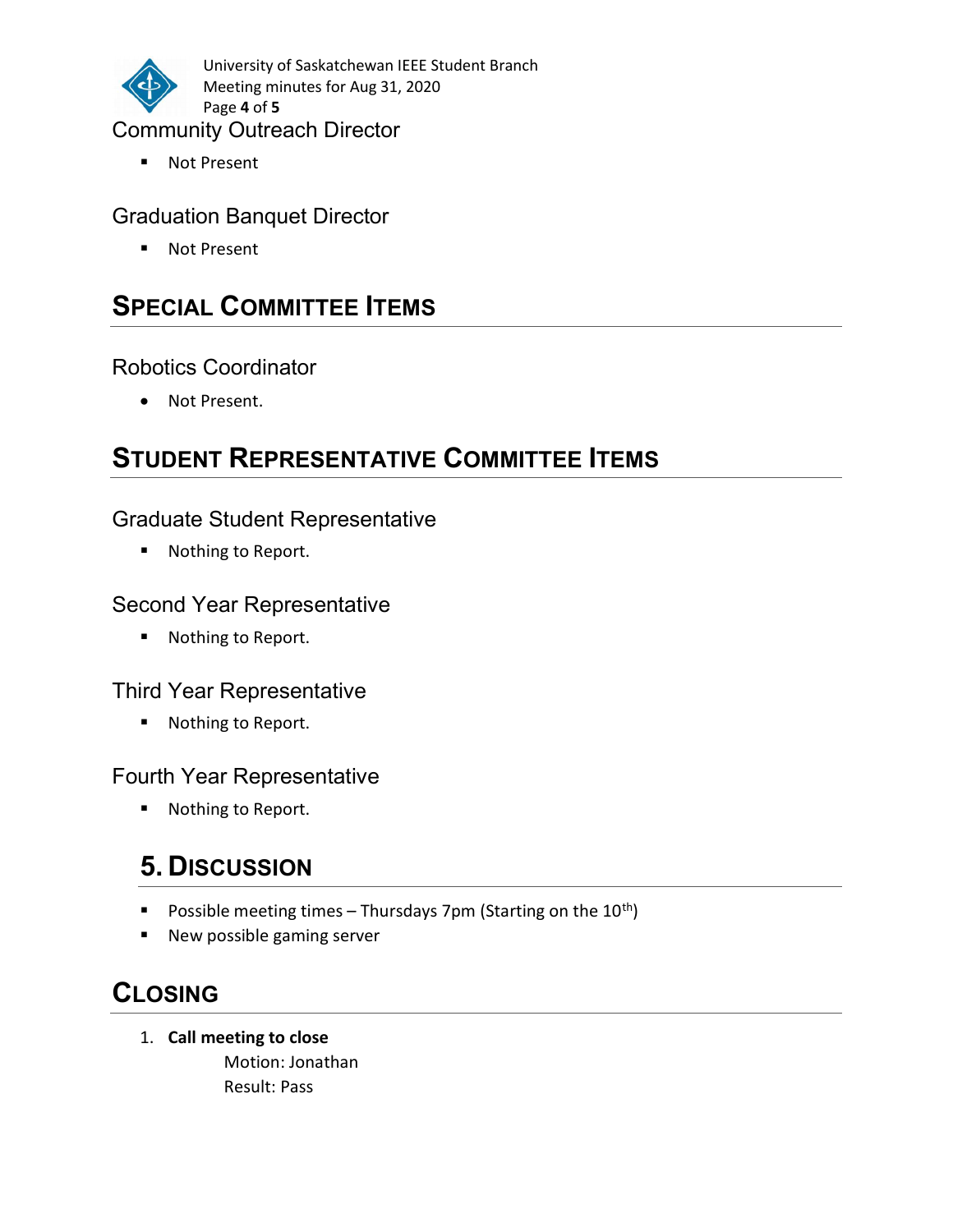### Community Outreach Director

- Not Present

### Graduation Banquet Director

- Not Present

## Special Committee Items

### Robotics Coordinator

- Not Present.

## Student Representative Committee Items

### Graduate Student Representative

- Nothing to Report.

### Second Year Representative

- Nothing to Report.

### Third Year Representative

- Nothing to Report.

### Fourth Year Representative

- Nothing to Report.

## 5. Discussion

- Possible meeting times – Thursdays 7pm (Starting on the $10^{th}$)
- New possible gaming server

## Closing

1. **Call meeting to close**
   Motion: Jonathan
   Result: Pass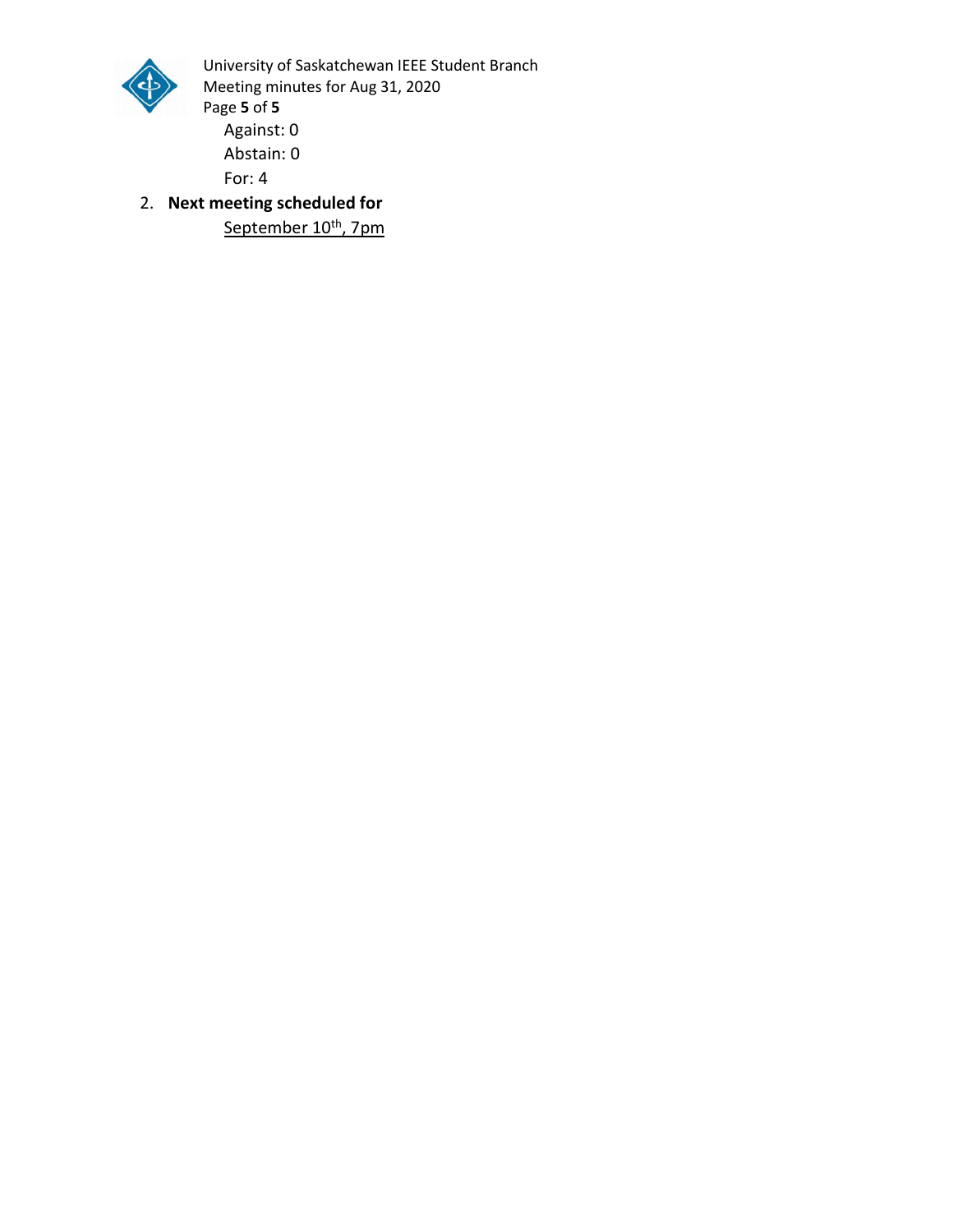Against: 0

Abstain: 0

For: 4

2. **Next meeting scheduled for**

   September 10th, 7pm